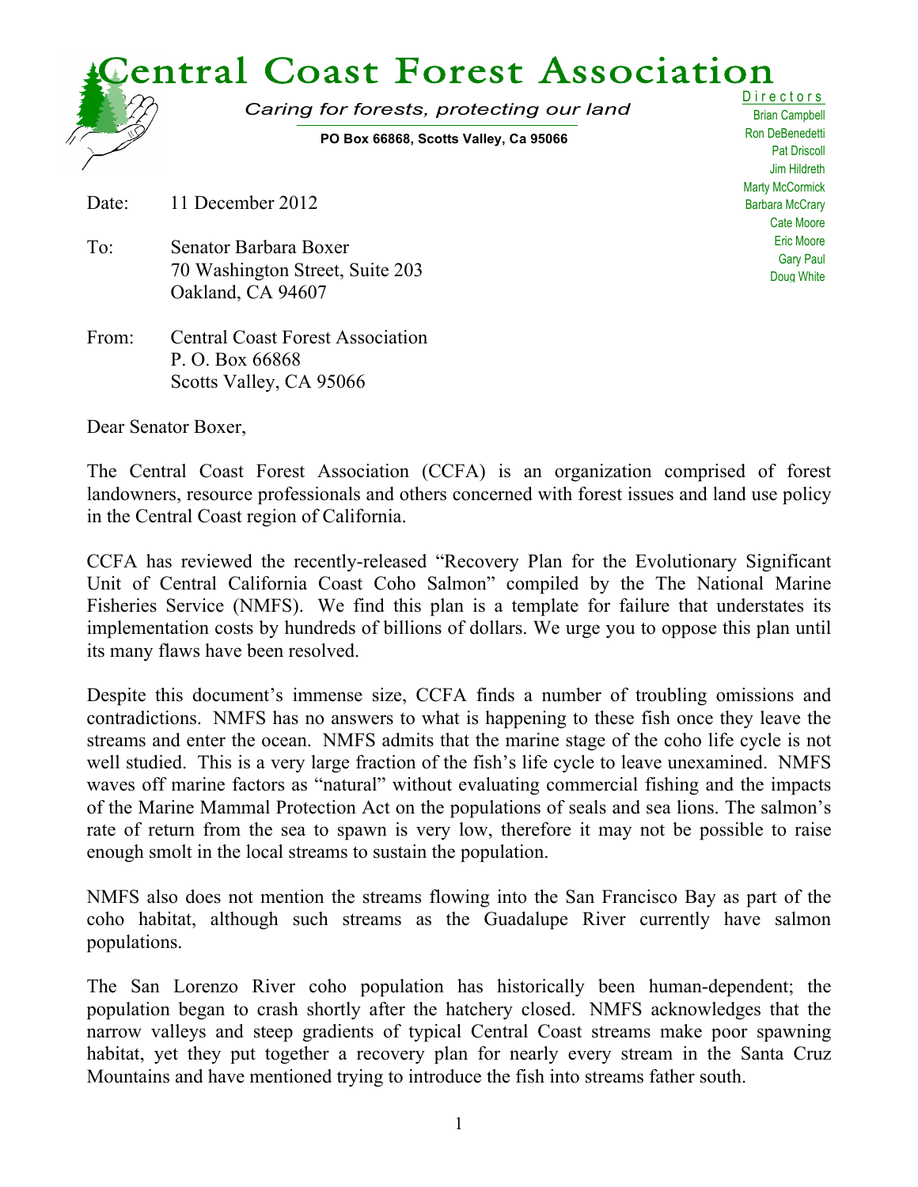# Central Coast Forest Association

*Caring for forests, protecting our land*

**PO Box 66868, Scotts Valley, Ca 95066**

Directors
Brian Campbell
Ron DeBenedetti
Pat Driscoll
Jim Hildreth
Marty McCormick
Barbara McCrary
Cate Moore
Eric Moore
Gary Paul
Doug White

Date: 11 December 2012

To: Senator Barbara Boxer
70 Washington Street, Suite 203
Oakland, CA 94607

From: Central Coast Forest Association
P. O. Box 66868
Scotts Valley, CA 95066

Dear Senator Boxer,

The Central Coast Forest Association (CCFA) is an organization comprised of forest landowners, resource professionals and others concerned with forest issues and land use policy in the Central Coast region of California.

CCFA has reviewed the recently-released "Recovery Plan for the Evolutionary Significant Unit of Central California Coast Coho Salmon" compiled by the The National Marine Fisheries Service (NMFS). We find this plan is a template for failure that understates its implementation costs by hundreds of billions of dollars. We urge you to oppose this plan until its many flaws have been resolved.

Despite this document's immense size, CCFA finds a number of troubling omissions and contradictions. NMFS has no answers to what is happening to these fish once they leave the streams and enter the ocean. NMFS admits that the marine stage of the coho life cycle is not well studied. This is a very large fraction of the fish's life cycle to leave unexamined. NMFS waves off marine factors as "natural" without evaluating commercial fishing and the impacts of the Marine Mammal Protection Act on the populations of seals and sea lions. The salmon's rate of return from the sea to spawn is very low, therefore it may not be possible to raise enough smolt in the local streams to sustain the population.

NMFS also does not mention the streams flowing into the San Francisco Bay as part of the coho habitat, although such streams as the Guadalupe River currently have salmon populations.

The San Lorenzo River coho population has historically been human-dependent; the population began to crash shortly after the hatchery closed. NMFS acknowledges that the narrow valleys and steep gradients of typical Central Coast streams make poor spawning habitat, yet they put together a recovery plan for nearly every stream in the Santa Cruz Mountains and have mentioned trying to introduce the fish into streams father south.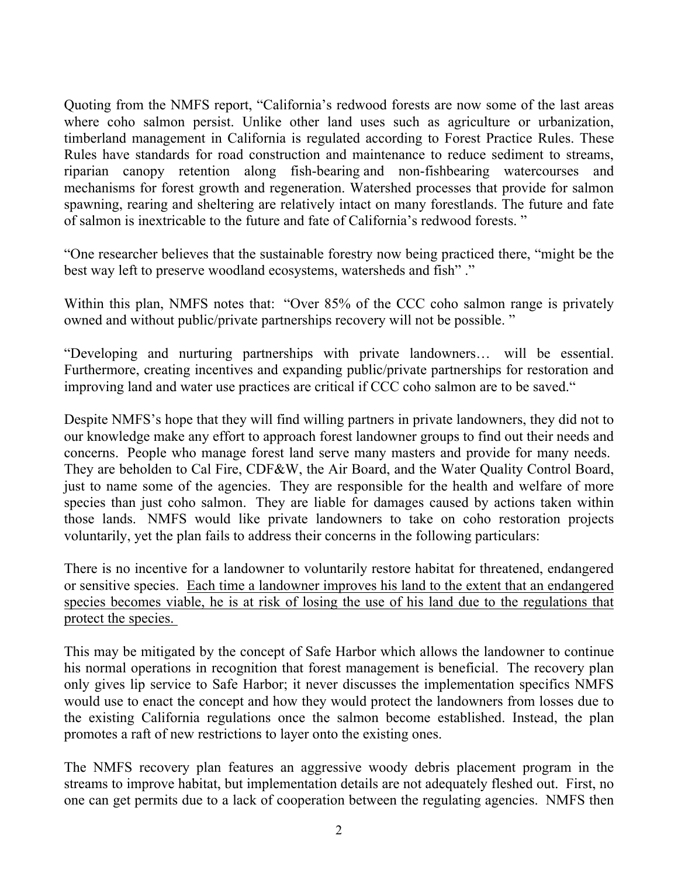Quoting from the NMFS report, "California's redwood forests are now some of the last areas where coho salmon persist. Unlike other land uses such as agriculture or urbanization, timberland management in California is regulated according to Forest Practice Rules. These Rules have standards for road construction and maintenance to reduce sediment to streams, riparian canopy retention along fish-bearing and non-fishbearing watercourses and mechanisms for forest growth and regeneration. Watershed processes that provide for salmon spawning, rearing and sheltering are relatively intact on many forestlands. The future and fate of salmon is inextricable to the future and fate of California's redwood forests. "

"One researcher believes that the sustainable forestry now being practiced there, "might be the best way left to preserve woodland ecosystems, watersheds and fish" ."

Within this plan, NMFS notes that: "Over 85% of the CCC coho salmon range is privately owned and without public/private partnerships recovery will not be possible. "

"Developing and nurturing partnerships with private landowners… will be essential. Furthermore, creating incentives and expanding public/private partnerships for restoration and improving land and water use practices are critical if CCC coho salmon are to be saved."

Despite NMFS's hope that they will find willing partners in private landowners, they did not to our knowledge make any effort to approach forest landowner groups to find out their needs and concerns. People who manage forest land serve many masters and provide for many needs. They are beholden to Cal Fire, CDF&W, the Air Board, and the Water Quality Control Board, just to name some of the agencies. They are responsible for the health and welfare of more species than just coho salmon. They are liable for damages caused by actions taken within those lands. NMFS would like private landowners to take on coho restoration projects voluntarily, yet the plan fails to address their concerns in the following particulars:

There is no incentive for a landowner to voluntarily restore habitat for threatened, endangered or sensitive species. <u>Each time a landowner improves his land to the extent that an endangered species becomes viable, he is at risk of losing the use of his land due to the regulations that protect the species.</u>

This may be mitigated by the concept of Safe Harbor which allows the landowner to continue his normal operations in recognition that forest management is beneficial. The recovery plan only gives lip service to Safe Harbor; it never discusses the implementation specifics NMFS would use to enact the concept and how they would protect the landowners from losses due to the existing California regulations once the salmon become established. Instead, the plan promotes a raft of new restrictions to layer onto the existing ones.

The NMFS recovery plan features an aggressive woody debris placement program in the streams to improve habitat, but implementation details are not adequately fleshed out. First, no one can get permits due to a lack of cooperation between the regulating agencies. NMFS then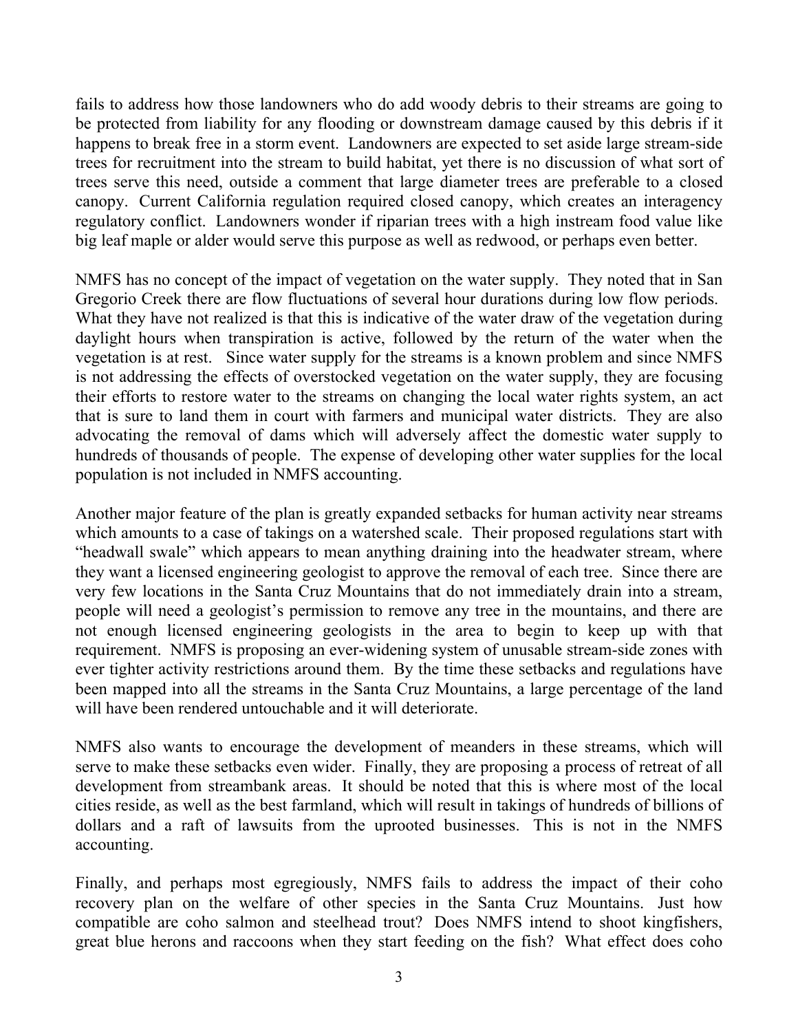fails to address how those landowners who do add woody debris to their streams are going to be protected from liability for any flooding or downstream damage caused by this debris if it happens to break free in a storm event. Landowners are expected to set aside large stream-side trees for recruitment into the stream to build habitat, yet there is no discussion of what sort of trees serve this need, outside a comment that large diameter trees are preferable to a closed canopy. Current California regulation required closed canopy, which creates an interagency regulatory conflict. Landowners wonder if riparian trees with a high instream food value like big leaf maple or alder would serve this purpose as well as redwood, or perhaps even better.

NMFS has no concept of the impact of vegetation on the water supply. They noted that in San Gregorio Creek there are flow fluctuations of several hour durations during low flow periods. What they have not realized is that this is indicative of the water draw of the vegetation during daylight hours when transpiration is active, followed by the return of the water when the vegetation is at rest. Since water supply for the streams is a known problem and since NMFS is not addressing the effects of overstocked vegetation on the water supply, they are focusing their efforts to restore water to the streams on changing the local water rights system, an act that is sure to land them in court with farmers and municipal water districts. They are also advocating the removal of dams which will adversely affect the domestic water supply to hundreds of thousands of people. The expense of developing other water supplies for the local population is not included in NMFS accounting.

Another major feature of the plan is greatly expanded setbacks for human activity near streams which amounts to a case of takings on a watershed scale. Their proposed regulations start with "headwall swale" which appears to mean anything draining into the headwater stream, where they want a licensed engineering geologist to approve the removal of each tree. Since there are very few locations in the Santa Cruz Mountains that do not immediately drain into a stream, people will need a geologist's permission to remove any tree in the mountains, and there are not enough licensed engineering geologists in the area to begin to keep up with that requirement. NMFS is proposing an ever-widening system of unusable stream-side zones with ever tighter activity restrictions around them. By the time these setbacks and regulations have been mapped into all the streams in the Santa Cruz Mountains, a large percentage of the land will have been rendered untouchable and it will deteriorate.

NMFS also wants to encourage the development of meanders in these streams, which will serve to make these setbacks even wider. Finally, they are proposing a process of retreat of all development from streambank areas. It should be noted that this is where most of the local cities reside, as well as the best farmland, which will result in takings of hundreds of billions of dollars and a raft of lawsuits from the uprooted businesses. This is not in the NMFS accounting.

Finally, and perhaps most egregiously, NMFS fails to address the impact of their coho recovery plan on the welfare of other species in the Santa Cruz Mountains. Just how compatible are coho salmon and steelhead trout? Does NMFS intend to shoot kingfishers, great blue herons and raccoons when they start feeding on the fish? What effect does coho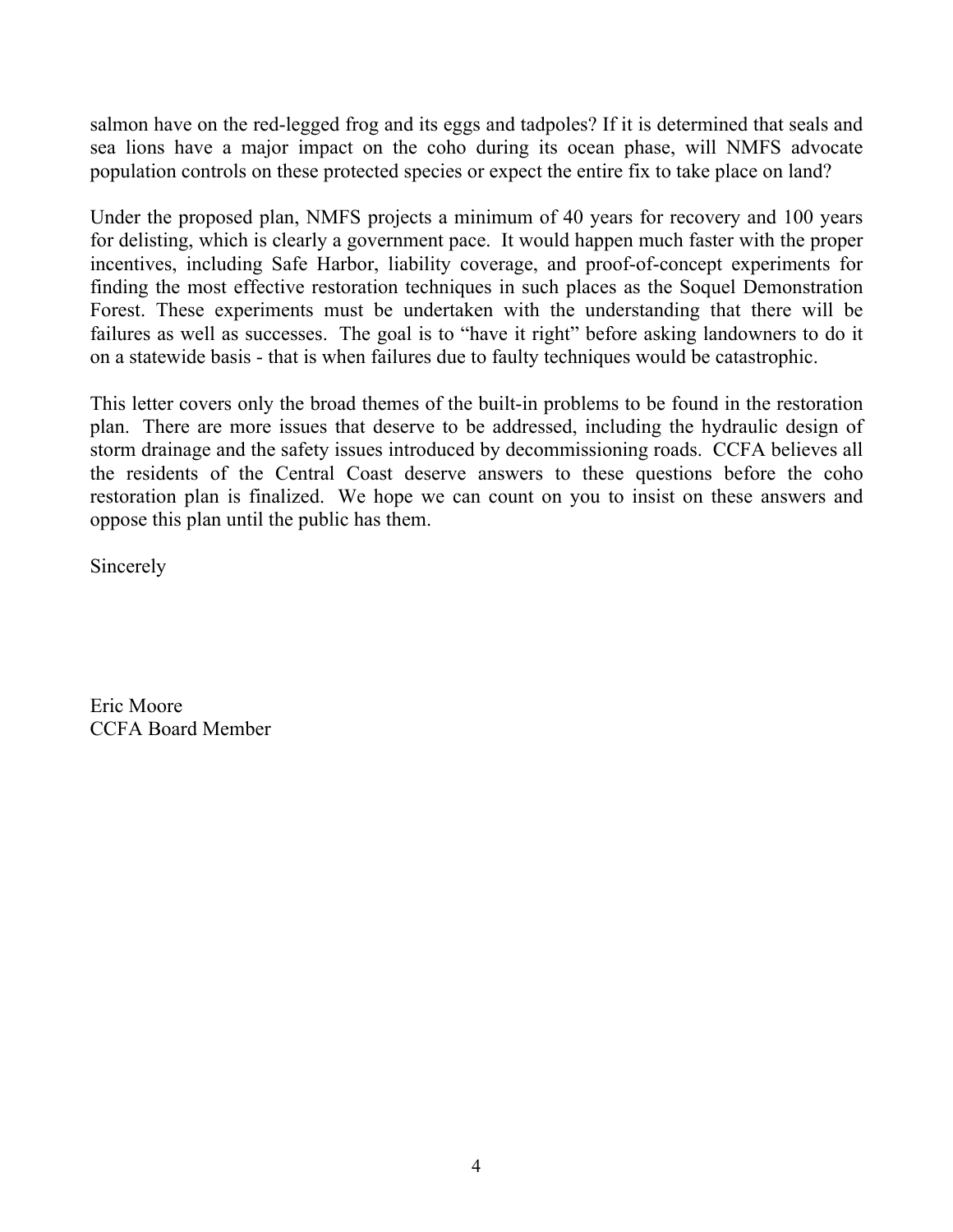salmon have on the red-legged frog and its eggs and tadpoles? If it is determined that seals and sea lions have a major impact on the coho during its ocean phase, will NMFS advocate population controls on these protected species or expect the entire fix to take place on land?

Under the proposed plan, NMFS projects a minimum of 40 years for recovery and 100 years for delisting, which is clearly a government pace. It would happen much faster with the proper incentives, including Safe Harbor, liability coverage, and proof-of-concept experiments for finding the most effective restoration techniques in such places as the Soquel Demonstration Forest. These experiments must be undertaken with the understanding that there will be failures as well as successes. The goal is to "have it right" before asking landowners to do it on a statewide basis - that is when failures due to faulty techniques would be catastrophic.

This letter covers only the broad themes of the built-in problems to be found in the restoration plan. There are more issues that deserve to be addressed, including the hydraulic design of storm drainage and the safety issues introduced by decommissioning roads. CCFA believes all the residents of the Central Coast deserve answers to these questions before the coho restoration plan is finalized. We hope we can count on you to insist on these answers and oppose this plan until the public has them.

Sincerely

Eric Moore
CCFA Board Member